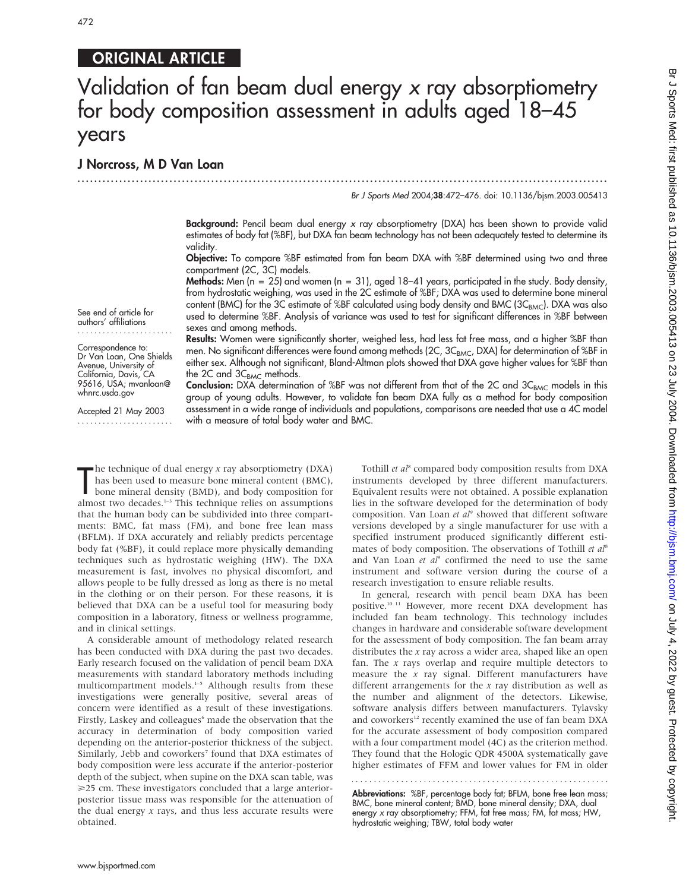ORIGINAL ARTICLE

# Validation of fan beam dual energy *x* ray absorptiometry for body composition assessment in adults aged 18–45 years

**J Norcross, M D Van Loan**

See end of article for authors' affiliations

Correspondence to: Dr Van Loan, One Shields Avenue, University of California, Davis, CA 95616, USA; mvanloan@whnrc.usda.gov

Accepted 21 May 2003

**Background:** Pencil beam dual energy *x* ray absorptiometry (DXA) has been shown to provide valid estimates of body fat (%BF), but DXA fan beam technology has not been adequately tested to determine its validity.

**Objective:** To compare %BF estimated from fan beam DXA with %BF determined using two and three compartment (2C, 3C) models.

**Methods:** Men (n = 25) and women (n = 31), aged 18–41 years, participated in the study. Body density, from hydrostatic weighing, was used in the 2C estimate of %BF; DXA was used to determine bone mineral content (BMC) for the 3C estimate of %BF calculated using body density and BMC ($3C_{BMC}$). DXA was also used to determine %BF. Analysis of variance was used to test for significant differences in %BF between sexes and among methods.

**Results:** Women were significantly shorter, weighed less, had less fat free mass, and a higher %BF than men. No significant differences were found among methods (2C, $3C_{BMC}$, DXA) for determination of %BF in either sex. Although not significant, Bland-Altman plots showed that DXA gave higher values for %BF than the 2C and $3C_{BMC}$ methods.

**Conclusion:** DXA determination of %BF was not different from that of the 2C and $3C_{BMC}$ models in this group of young adults. However, to validate fan beam DXA fully as a method for body composition assessment in a wide range of individuals and populations, comparisons are needed that use a 4C model with a measure of total body water and BMC.

The technique of dual energy *x* ray absorptiometry (DXA) has been used to measure bone mineral content (BMC), bone mineral density (BMD), and body composition for almost two decades.[1–3] This technique relies on assumptions that the human body can be subdivided into three compartments: BMC, fat mass (FM), and bone free lean mass (BFLM). If DXA accurately and reliably predicts percentage body fat (%BF), it could replace more physically demanding techniques such as hydrostatic weighing (HW). The DXA measurement is fast, involves no physical discomfort, and allows people to be fully dressed as long as there is no metal in the clothing or on their person. For these reasons, it is believed that DXA can be a useful tool for measuring body composition in a laboratory, fitness or wellness programme, and in clinical settings.

A considerable amount of methodology related research has been conducted with DXA during the past two decades. Early research focused on the validation of pencil beam DXA measurements with standard laboratory methods including multicompartment models.[1–5] Although results from these investigations were generally positive, several areas of concern were identified as a result of these investigations. Firstly, Laskey and colleagues[6] made the observation that the accuracy in determination of body composition varied depending on the anterior-posterior thickness of the subject. Similarly, Jebb and coworkers[7] found that DXA estimates of body composition were less accurate if the anterior-posterior depth of the subject, when supine on the DXA scan table, was ≥25 cm. These investigators concluded that a large anterior-posterior tissue mass was responsible for the attenuation of the dual energy *x* rays, and thus less accurate results were obtained.

Tothill *et al*[8] compared body composition results from DXA instruments developed by three different manufacturers. Equivalent results were not obtained. A possible explanation lies in the software developed for the determination of body composition. Van Loan *et al*[9] showed that different software versions developed by a single manufacturer for use with a specified instrument produced significantly different estimates of body composition. The observations of Tothill *et al*[8] and Van Loan *et al*[9] confirmed the need to use the same instrument and software version during the course of a research investigation to ensure reliable results.

In general, research with pencil beam DXA has been positive.[10 11] However, more recent DXA development has included fan beam technology. This technology includes changes in hardware and considerable software development for the assessment of body composition. The fan beam array distributes the *x* ray across a wider area, shaped like an open fan. The *x* rays overlap and require multiple detectors to measure the *x* ray signal. Different manufacturers have different arrangements for the *x* ray distribution as well as the number and alignment of the detectors. Likewise, software analysis differs between manufacturers. Tylavsky and coworkers[12] recently examined the use of fan beam DXA for the accurate assessment of body composition compared with a four compartment model (4C) as the criterion method. They found that the Hologic QDR 4500A systematically gave higher estimates of FFM and lower values for FM in older

**Abbreviations:** %BF, percentage body fat; BFLM, bone free lean mass; BMC, bone mineral content; BMD, bone mineral density; DXA, dual energy *x* ray absorptiometry; FFM, fat free mass; FM, fat mass; HW, hydrostatic weighing; TBW, total body water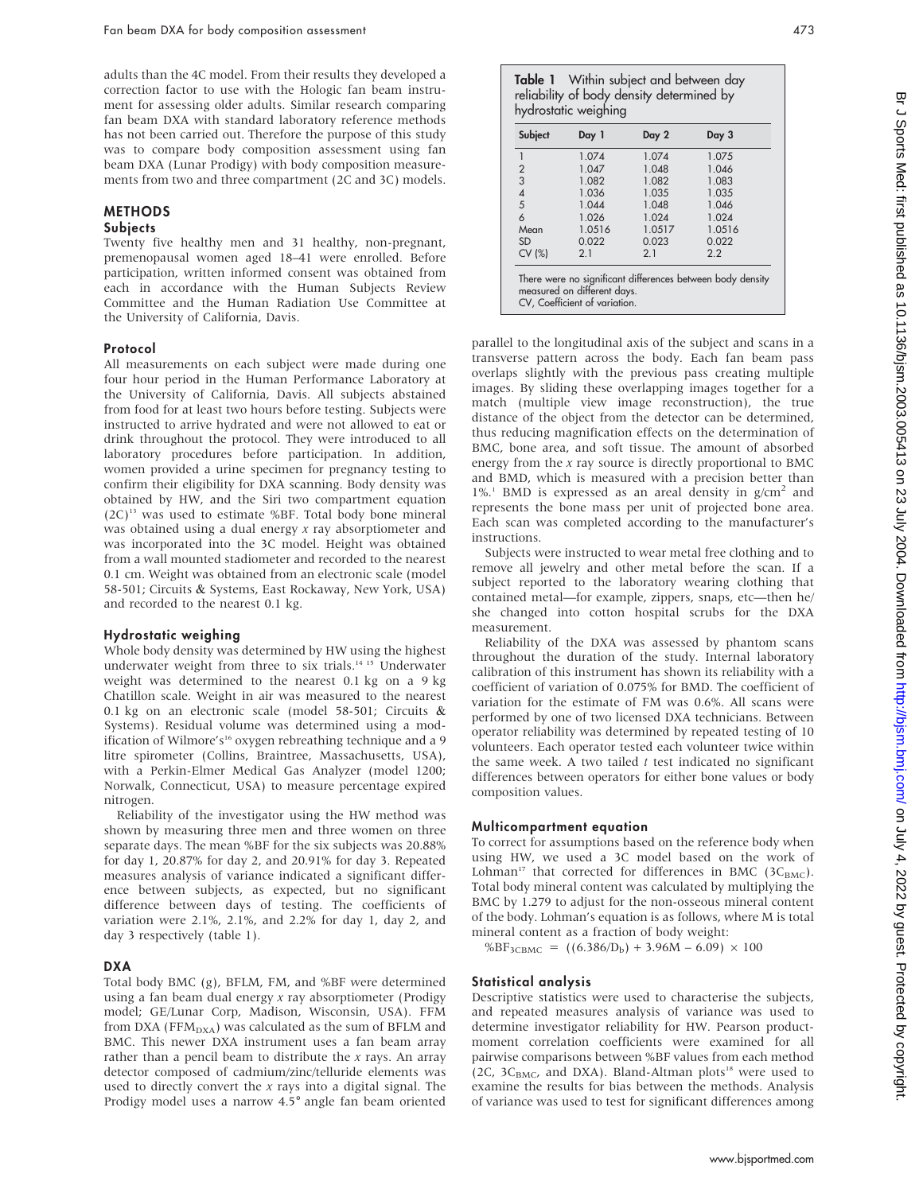adults than the 4C model. From their results they developed a correction factor to use with the Hologic fan beam instrument for assessing older adults. Similar research comparing fan beam DXA with standard laboratory reference methods has not been carried out. Therefore the purpose of this study was to compare body composition assessment using fan beam DXA (Lunar Prodigy) with body composition measurements from two and three compartment (2C and 3C) models.

## METHODS

### Subjects

Twenty five healthy men and 31 healthy, non-pregnant, premenopausal women aged 18–41 were enrolled. Before participation, written informed consent was obtained from each in accordance with the Human Subjects Review Committee and the Human Radiation Use Committee at the University of California, Davis.

### Protocol

All measurements on each subject were made during one four hour period in the Human Performance Laboratory at the University of California, Davis. All subjects abstained from food for at least two hours before testing. Subjects were instructed to arrive hydrated and were not allowed to eat or drink throughout the protocol. They were introduced to all laboratory procedures before participation. In addition, women provided a urine specimen for pregnancy testing to confirm their eligibility for DXA scanning. Body density was obtained by HW, and the Siri two compartment equation (2C)[13] was used to estimate %BF. Total body bone mineral was obtained using a dual energy *x* ray absorptiometer and was incorporated into the 3C model. Height was obtained from a wall mounted stadiometer and recorded to the nearest 0.1 cm. Weight was obtained from an electronic scale (model 58-501; Circuits & Systems, East Rockaway, New York, USA) and recorded to the nearest 0.1 kg.

### Hydrostatic weighing

Whole body density was determined by HW using the highest underwater weight from three to six trials.[14,15] Underwater weight was determined to the nearest 0.1 kg on a 9 kg Chatillon scale. Weight in air was measured to the nearest 0.1 kg on an electronic scale (model 58-501; Circuits & Systems). Residual volume was determined using a modification of Wilmore's[16] oxygen rebreathing technique and a 9 litre spirometer (Collins, Braintree, Massachusetts, USA), with a Perkin-Elmer Medical Gas Analyzer (model 1200; Norwalk, Connecticut, USA) to measure percentage expired nitrogen.

Reliability of the investigator using the HW method was shown by measuring three men and three women on three separate days. The mean %BF for the six subjects was 20.88% for day 1, 20.87% for day 2, and 20.91% for day 3. Repeated measures analysis of variance indicated a significant difference between subjects, as expected, but no significant difference between days of testing. The coefficients of variation were 2.1%, 2.1%, and 2.2% for day 1, day 2, and day 3 respectively (table 1).

**Table 1** Within subject and between day reliability of body density determined by hydrostatic weighing

| Subject | Day 1 | Day 2 | Day 3 |
|---|---|---|---|
| 1 | 1.074 | 1.074 | 1.075 |
| 2 | 1.047 | 1.048 | 1.046 |
| 3 | 1.082 | 1.082 | 1.083 |
| 4 | 1.036 | 1.035 | 1.035 |
| 5 | 1.044 | 1.048 | 1.046 |
| 6 | 1.026 | 1.024 | 1.024 |
| Mean | 1.0516 | 1.0517 | 1.0516 |
| SD | 0.022 | 0.023 | 0.022 |
| CV (%) | 2.1 | 2.1 | 2.2 |

There were no significant differences between body density measured on different days.
CV, Coefficient of variation.

### DXA

Total body BMC (g), BFLM, FM, and %BF were determined using a fan beam dual energy *x* ray absorptiometer (Prodigy model; GE/Lunar Corp, Madison, Wisconsin, USA). FFM from DXA ($FFM_{DXA}$) was calculated as the sum of BFLM and BMC. This newer DXA instrument uses a fan beam array rather than a pencil beam to distribute the *x* rays. An array detector composed of cadmium/zinc/telluride elements was used to directly convert the *x* rays into a digital signal. The Prodigy model uses a narrow 4.5° angle fan beam oriented parallel to the longitudinal axis of the subject and scans in a transverse pattern across the body. Each fan beam pass overlaps slightly with the previous pass creating multiple images. By sliding these overlapping images together for a match (multiple view image reconstruction), the true distance of the object from the detector can be determined, thus reducing magnification effects on the determination of BMC, bone area, and soft tissue. The amount of absorbed energy from the *x* ray source is directly proportional to BMC and BMD, which is measured with a precision better than 1%.[1] BMD is expressed as an areal density in g/cm$^2$ and represents the bone mass per unit of projected bone area. Each scan was completed according to the manufacturer's instructions.

Subjects were instructed to wear metal free clothing and to remove all jewelry and other metal before the scan. If a subject reported to the laboratory wearing clothing that contained metal—for example, zippers, snaps, etc—then he/she changed into cotton hospital scrubs for the DXA measurement.

Reliability of the DXA was assessed by phantom scans throughout the duration of the study. Internal laboratory calibration of this instrument has shown its reliability with a coefficient of variation of 0.075% for BMD. The coefficient of variation for the estimate of FM was 0.6%. All scans were performed by one of two licensed DXA technicians. Between operator reliability was determined by repeated testing of 10 volunteers. Each operator tested each volunteer twice within the same week. A two tailed *t* test indicated no significant differences between operators for either bone values or body composition values.

### Multicompartment equation

To correct for assumptions based on the reference body when using HW, we used a 3C model based on the work of Lohman[17] that corrected for differences in BMC ($3C_{BMC}$). Total body mineral content was calculated by multiplying the BMC by 1.279 to adjust for the non-osseous mineral content of the body. Lohman's equation is as follows, where M is total mineral content as a fraction of body weight:

$$\%BF_{3CBMC} = ((6.386/D_b) + 3.96M - 6.09) \times 100$$

### Statistical analysis

Descriptive statistics were used to characterise the subjects, and repeated measures analysis of variance was used to determine investigator reliability for HW. Pearson product-moment correlation coefficients were examined for all pairwise comparisons between %BF values from each method (2C, $3C_{BMC}$, and DXA). Bland-Altman plots[18] were used to examine the results for bias between the methods. Analysis of variance was used to test for significant differences among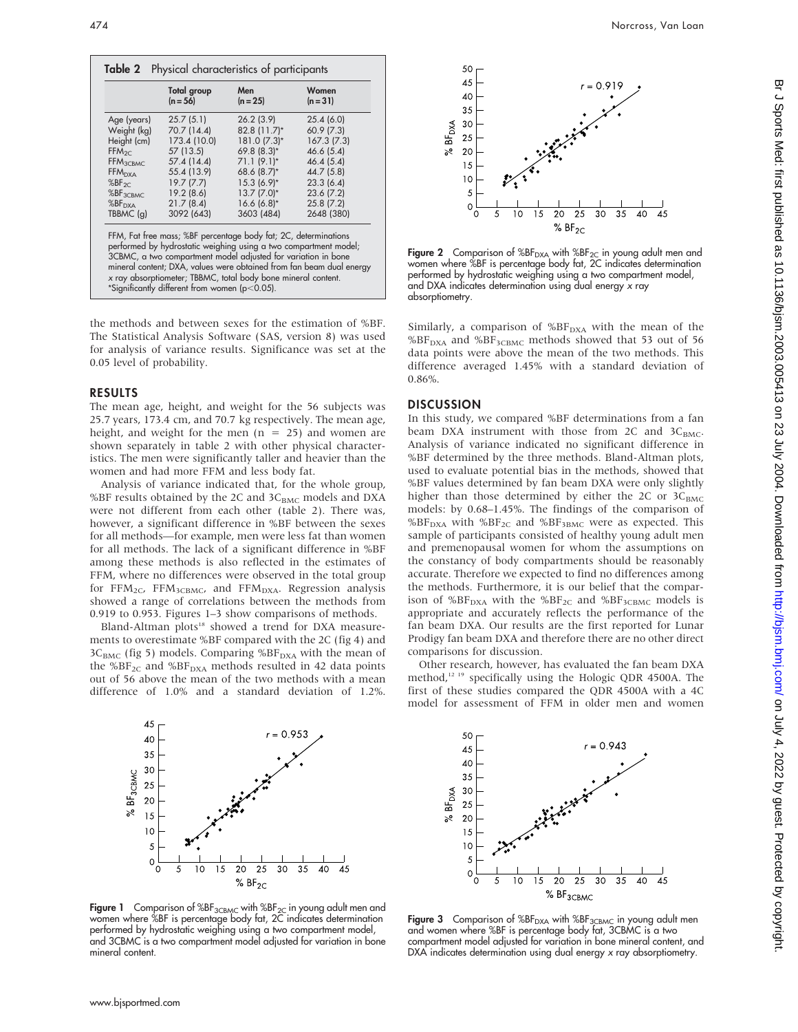**Table 2** Physical characteristics of participants

| | Total group (n = 56) | Men (n = 25) | Women (n = 31) |
|---|---|---|---|
| Age (years) | 25.7 (5.1) | 26.2 (3.9) | 25.4 (6.0) |
| Weight (kg) | 70.7 (14.4) | 82.8 (11.7)* | 60.9 (7.3) |
| Height (cm) | 173.4 (10.0) | 181.0 (7.3)* | 167.3 (7.3) |
| $FFM_{2C}$ | 57 (13.5) | 69.8 (8.3)* | 46.6 (5.4) |
| $FFM_{3CBMC}$ | 57.4 (14.4) | 71.1 (9.1)* | 46.4 (5.4) |
| $FFM_{DXA}$ | 55.4 (13.9) | 68.6 (8.7)* | 44.7 (5.8) |
| $\%BF_{2C}$ | 19.7 (7.7) | 15.3 (6.9)* | 23.3 (6.4) |
| $\%BF_{3CBMC}$ | 19.2 (8.6) | 13.7 (7.0)* | 23.6 (7.2) |
| $\%BF_{DXA}$ | 21.7 (8.4) | 16.6 (6.8)* | 25.8 (7.2) |
| TBBMC (g) | 3092 (643) | 3603 (484) | 2648 (380) |

FFM, Fat free mass; %BF percentage body fat; 2C, determinations performed by hydrostatic weighing using a two compartment model; 3CBMC, a two compartment model adjusted for variation in bone mineral content; DXA, values were obtained from fan beam dual energy *x* ray absorptiometer; TBBMC, total body bone mineral content.
*Significantly different from women ($p<0.05$).

the methods and between sexes for the estimation of %BF. The Statistical Analysis Software (SAS, version 8) was used for analysis of variance results. Significance was set at the 0.05 level of probability.

## RESULTS

The mean age, height, and weight for the 56 subjects was 25.7 years, 173.4 cm, and 70.7 kg respectively. The mean age, height, and weight for the men (n = 25) and women are shown separately in table 2 with other physical characteristics. The men were significantly taller and heavier than the women and had more FFM and less body fat.

Analysis of variance indicated that, for the whole group, %BF results obtained by the 2C and $3C_{BMC}$ models and DXA were not different from each other (table 2). There was, however, a significant difference in %BF between the sexes for all methods—for example, men were less fat than women for all methods. The lack of a significant difference in %BF among these methods is also reflected in the estimates of FFM, where no differences were observed in the total group for $FFM_{2C}$, $FFM_{3CBMC}$, and $FFM_{DXA}$. Regression analysis showed a range of correlations between the methods from 0.919 to 0.953. Figures 1–3 show comparisons of methods.

Bland-Altman plots[18] showed a trend for DXA measurements to overestimate %BF compared with the 2C (fig 4) and $3C_{BMC}$ (fig 5) models. Comparing $\%BF_{DXA}$ with the mean of the $\%BF_{2C}$ and $\%BF_{DXA}$ methods resulted in 42 data points out of 56 above the mean of the two methods with a mean difference of 1.0% and a standard deviation of 1.2%.

**Figure 1** Comparison of $\%BF_{3CBMC}$ with $\%BF_{2C}$ in young adult men and women where %BF is percentage body fat, 2C indicates determination performed by hydrostatic weighing using a two compartment model, and 3CBMC is a two compartment model adjusted for variation in bone mineral content.

**Figure 2** Comparison of $\%BF_{DXA}$ with $\%BF_{2C}$ in young adult men and women where %BF is percentage body fat, 2C indicates determination performed by hydrostatic weighing using a two compartment model, and DXA indicates determination using dual energy *x* ray absorptiometry.

Similarly, a comparison of $\%BF_{DXA}$ with the mean of the $\%BF_{DXA}$ and $\%BF_{3CBMC}$ methods showed that 53 out of 56 data points were above the mean of the two methods. This difference averaged 1.45% with a standard deviation of 0.86%.

## DISCUSSION

In this study, we compared %BF determinations from a fan beam DXA instrument with those from 2C and $3C_{BMC}$. Analysis of variance indicated no significant difference in %BF determined by the three methods. Bland-Altman plots, used to evaluate potential bias in the methods, showed that %BF values determined by fan beam DXA were only slightly higher than those determined by either the 2C or $3C_{BMC}$ models: by 0.68–1.45%. The findings of the comparison of $\%BF_{DXA}$ with $\%BF_{2C}$ and $\%BF_{3BMC}$ were as expected. This sample of participants consisted of healthy young adult men and premenopausal women for whom the assumptions on the constancy of body compartments should be reasonably accurate. Therefore we expected to find no differences among the methods. Furthermore, it is our belief that the comparison of $\%BF_{DXA}$ with the $\%BF_{2C}$ and $\%BF_{3CBMC}$ models is appropriate and accurately reflects the performance of the fan beam DXA. Our results are the first reported for Lunar Prodigy fan beam DXA and therefore there are no other direct comparisons for discussion.

Other research, however, has evaluated the fan beam DXA method,[12 19] specifically using the Hologic QDR 4500A. The first of these studies compared the QDR 4500A with a 4C model for assessment of FFM in older men and women

**Figure 3** Comparison of $\%BF_{DXA}$ with $\%BF_{3CBMC}$ in young adult men and women where %BF is percentage body fat, 3CBMC is a two compartment model adjusted for variation in bone mineral content, and DXA indicates determination using dual energy *x* ray absorptiometry.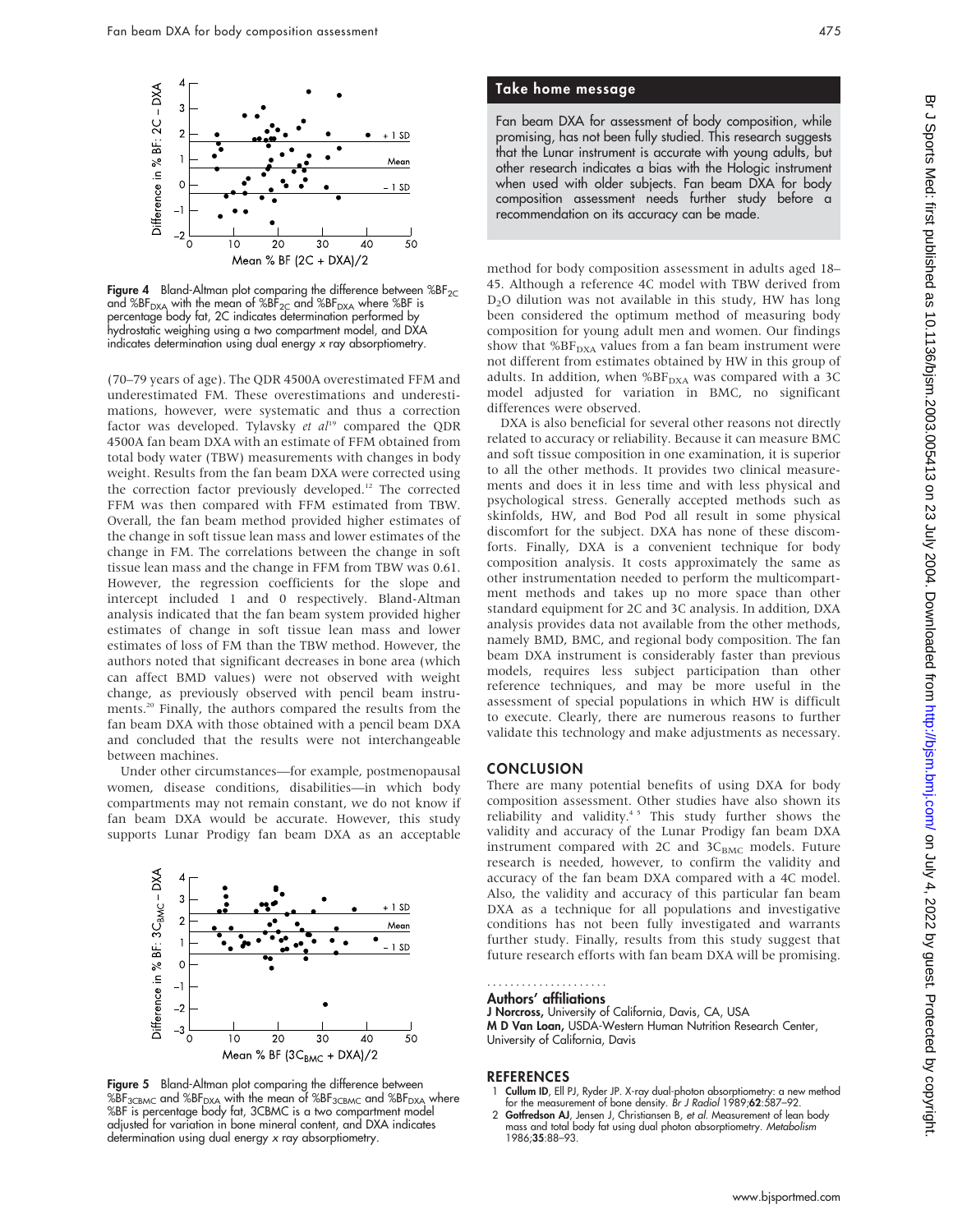Figure 4 Bland-Altman plot comparing the difference between $\%BF_{2C}$ and $\%BF_{DXA}$ with the mean of $\%BF_{2C}$ and $\%BF_{DXA}$ where %BF is percentage body fat, 2C indicates determination performed by hydrostatic weighing using a two compartment model, and DXA indicates determination using dual energy *x* ray absorptiometry.

(70–79 years of age). The QDR 4500A overestimated FFM and underestimated FM. These overestimations and underestimations, however, were systematic and thus a correction factor was developed. Tylavsky *et al*[19] compared the QDR 4500A fan beam DXA with an estimate of FFM obtained from total body water (TBW) measurements with changes in body weight. Results from the fan beam DXA were corrected using the correction factor previously developed.[12] The corrected FFM was then compared with FFM estimated from TBW. Overall, the fan beam method provided higher estimates of the change in soft tissue lean mass and lower estimates of the change in FM. The correlations between the change in soft tissue lean mass and the change in FFM from TBW was 0.61. However, the regression coefficients for the slope and intercept included 1 and 0 respectively. Bland-Altman analysis indicated that the fan beam system provided higher estimates of change in soft tissue lean mass and lower estimates of loss of FM than the TBW method. However, the authors noted that significant decreases in bone area (which can affect BMD values) were not observed with weight change, as previously observed with pencil beam instruments.[20] Finally, the authors compared the results from the fan beam DXA with those obtained with a pencil beam DXA and concluded that the results were not interchangeable between machines.

Under other circumstances—for example, postmenopausal women, disease conditions, disabilities—in which body compartments may not remain constant, we do not know if fan beam DXA would be accurate. However, this study supports Lunar Prodigy fan beam DXA as an acceptable method for body composition assessment in adults aged 18–45. Although a reference 4C model with TBW derived from $D_2O$ dilution was not available in this study, HW has long been considered the optimum method of measuring body composition for young adult men and women. Our findings show that $\%BF_{DXA}$ values from a fan beam instrument were not different from estimates obtained by HW in this group of adults. In addition, when $\%BF_{DXA}$ was compared with a 3C model adjusted for variation in BMC, no significant differences were observed.

DXA is also beneficial for several other reasons not directly related to accuracy or reliability. Because it can measure BMC and soft tissue composition in one examination, it is superior to all the other methods. It provides two clinical measurements and does it in less time and with less physical and psychological stress. Generally accepted methods such as skinfolds, HW, and Bod Pod all result in some physical discomfort for the subject. DXA has none of these discomforts. Finally, DXA is a convenient technique for body composition analysis. It costs approximately the same as other instrumentation needed to perform the multicompartment methods and takes up no more space than other standard equipment for 2C and 3C analysis. In addition, DXA analysis provides data not available from the other methods, namely BMD, BMC, and regional body composition. The fan beam DXA instrument is considerably faster than previous models, requires less subject participation than other reference techniques, and may be more useful in the assessment of special populations in which HW is difficult to execute. Clearly, there are numerous reasons to further validate this technology and make adjustments as necessary.

Figure 5 Bland-Altman plot comparing the difference between $\%BF_{3CBMC}$ and $\%BF_{DXA}$ with the mean of $\%BF_{3CBMC}$ and $\%BF_{DXA}$ where %BF is percentage body fat, 3CBMC is a two compartment model adjusted for variation in bone mineral content, and DXA indicates determination using dual energy *x* ray absorptiometry.

## Take home message

Fan beam DXA for assessment of body composition, while promising, has not been fully studied. This research suggests that the Lunar instrument is accurate with young adults, but other research indicates a bias with the Hologic instrument when used with older subjects. Fan beam DXA for body composition assessment needs further study before a recommendation on its accuracy can be made.

## CONCLUSION

There are many potential benefits of using DXA for body composition assessment. Other studies have also shown its reliability and validity.[4,5] This study further shows the validity and accuracy of the Lunar Prodigy fan beam DXA instrument compared with 2C and $3C_{BMC}$ models. Future research is needed, however, to confirm the validity and accuracy of the fan beam DXA compared with a 4C model. Also, the validity and accuracy of this particular fan beam DXA as a technique for all populations and investigative conditions has not been fully investigated and warrants further study. Finally, results from this study suggest that future research efforts with fan beam DXA will be promising.

### Authors' affiliations

**J Norcross**, University of California, Davis, CA, USA
**M D Van Loan**, USDA-Western Human Nutrition Research Center, University of California, Davis

## REFERENCES

1. **Cullum ID**, Ell PJ, Ryder JP. X-ray dual-photon absorptiometry: a new method for the measurement of bone density. *Br J Radiol* 1989;**62**:587–92.
2. **Gotfredson AJ**, Jensen J, Christiansen B, *et al*. Measurement of lean body mass and total body fat using dual photon absorptiometry. *Metabolism* 1986;**35**:88–93.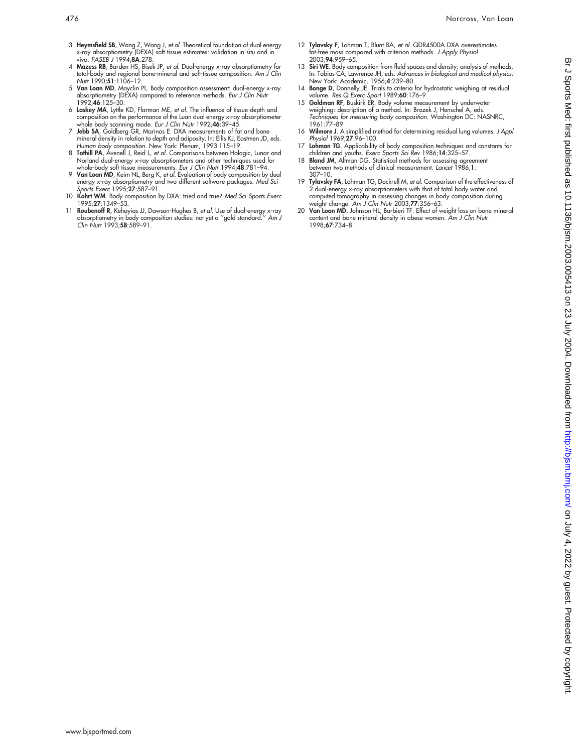3 **Heymsfield SB**, Wang Z, Wang J, *et al*. Theoretical foundation of dual energy x-ray absorptiometry (DEXA) soft tissue estimates: validation in situ and in vivo. *FASEB J* 1994;**8A**:278.

4 **Mazess RB**, Barden HS, Bisek JP, *et al*. Dual-energy x-ray absorptiometry for total-body and regional bone-mineral and soft-tissue composition. *Am J Clin Nutr* 1990;**51**:1106–12.

5 **Van Loan MD**, Mayclin PL. Body composition assessment: dual-energy x-ray absorptiometry (DEXA) compared to reference methods. *Eur J Clin Nutr* 1992;**46**:125–30.

6 **Laskey MA**, Lyttle KD, Flarman ME, *et al*. The influence of tissue depth and composition on the performance of the Luan dual energy x-ray absorptiometer whole body scanning mode. *Eur J Clin Nutr* 1992;**46**:39–45.

7 **Jebb SA**, Goldberg GR, Marinos E. DXA measurements of fat and bone mineral density in relation to depth and adiposity. In: Ellis KJ, Eastmen JD, eds. *Human body composition*. New York: Plenum, 1993:115–19.

8 **Tothill PA**, Avenell J, Reid L, *et al*. Comparisons between Hologic, Lunar and Norland dual-energy x-ray absorptiometers and other techniques used for whole-body soft tissue measurements. *Eur J Clin Nutr* 1994;**48**:781–94.

9 **Van Loan MD**, Keim NL, Berg K, *et al*. Evaluation of body composition by dual energy x-ray absorptiometry and two different software packages. *Med Sci Sports Exerc* 1995;**27**:587–91.

10 **Kohrt WM**. Body composition by DXA: tried and true? *Med Sci Sports Exerc* 1995;**27**:1349–53.

11 **Roubenoff R**, Kehayias JJ, Dawson-Hughes B, *et al*. Use of dual-energy x-ray absorptiometry in body composition studies: not yet a ''gold standard.'' *Am J Clin Nutr* 1993;**58**:589–91.

12 **Tylavsky F**, Lohman T, Blunt BA, *et al*. QDR4500A DXA overestimates fat-free mass compared with criterion methods. *J Apply Physiol* 2003;**94**:959–65.

13 **Siri WE**. Body composition from fluid spaces and density: analysis of methods. In: Tobias CA, Lawrence JH, eds. *Advances in biological and medical physics*. New York: Academic, 1956;**4**:239–80.

14 **Bonge D**, Donnelly JE. Trials to criteria for hydrostatic weighing at residual volume. *Res Q Exerc Sport* 1989;**60**:176–9.

15 **Goldman RF**, Buskirk ER. Body volume measurement by underwater weighing: description of a method. In: Brozek J, Henschel A, eds. *Techniques for measuring body composition*. Washington DC: NASNRC, 1961:77–89.

16 **Wilmore J**. A simplified method for determining residual lung volumes. *J Appl Physiol* 1969;**27**:96–100.

17 **Lohman TG**. Applicability of body composition techniques and constants for children and youths. *Exerc Sports Sci Rev* 1986;**14**:325–57.

18 **Bland JM**, Altman DG. Statistical methods for assessing agreement between two methods of clinical measurement. *Lancet* 1986;**1**:307–10.

19 **Tylavsky FA**, Lohman TG, Dockrell M, *et al*. Comparison of the effectiveness of 2 dual-energy x-ray absorptiometers with that of total body water and computed tomography in assessing changes in body composition during weight change. *Am J Clin Nutr* 2003;**77**:356–63.

20 **Van Loan MD**, Johnson HL, Barbieri TF. Effect of weight loss on bone mineral content and bone mineral density in obese women. *Am J Clin Nutr* 1998;**67**:734–8.